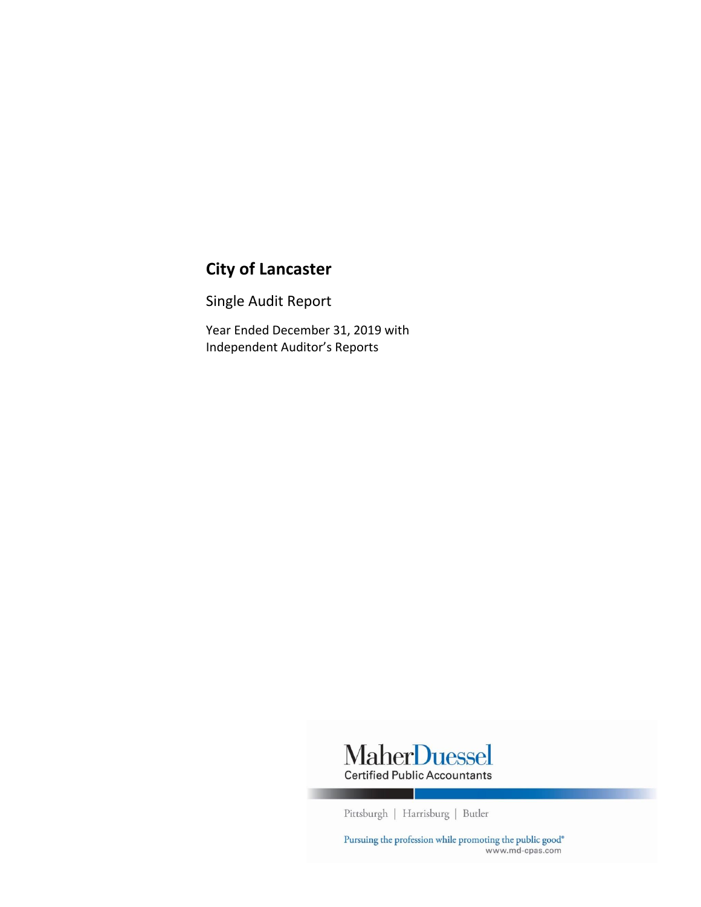# City of Lancaster

Single Audit Report

Year Ended December 31, 2019 with Independent Auditor's Reports

MaherDuessel
Certified Public Accountants

Pittsburgh | Harrisburg | Butler

Pursuing the profession while promoting the public good®
www.md-cpas.com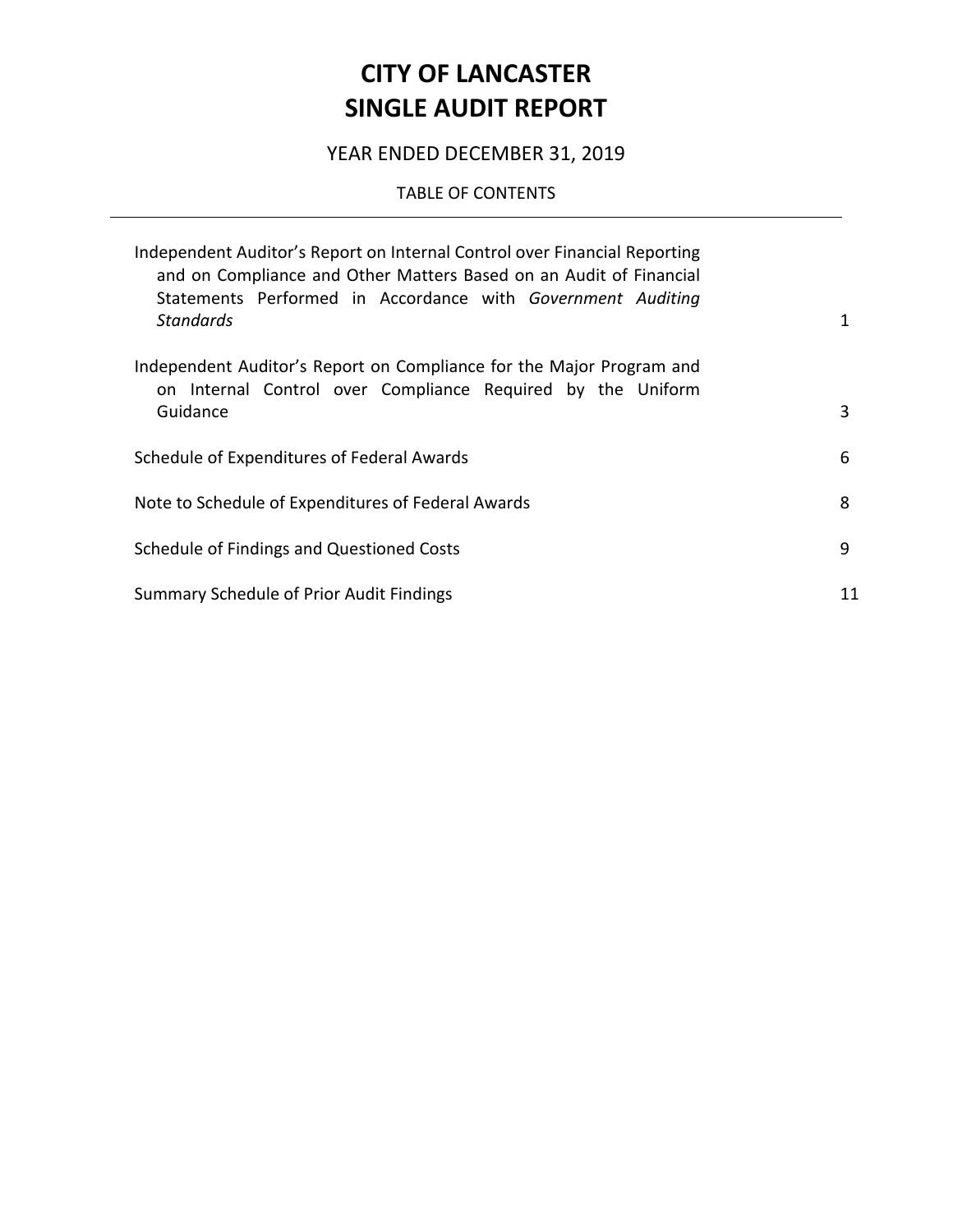# CITY OF LANCASTER
# SINGLE AUDIT REPORT

YEAR ENDED DECEMBER 31, 2019

TABLE OF CONTENTS

| | |
|---|---|
| Independent Auditor's Report on Internal Control over Financial Reporting and on Compliance and Other Matters Based on an Audit of Financial Statements Performed in Accordance with *Government Auditing Standards* | 1 |
| Independent Auditor's Report on Compliance for the Major Program and on Internal Control over Compliance Required by the Uniform Guidance | 3 |
| Schedule of Expenditures of Federal Awards | 6 |
| Note to Schedule of Expenditures of Federal Awards | 8 |
| Schedule of Findings and Questioned Costs | 9 |
| Summary Schedule of Prior Audit Findings | 11 |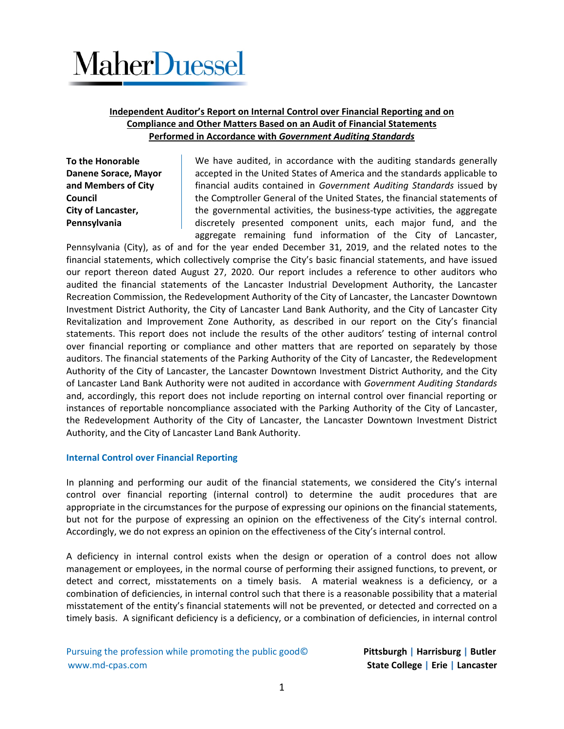# MaherDuessel

**Independent Auditor's Report on Internal Control over Financial Reporting and on Compliance and Other Matters Based on an Audit of Financial Statements Performed in Accordance with *Government Auditing Standards***

**To the Honorable Danene Sorace, Mayor and Members of City Council City of Lancaster, Pennsylvania**

We have audited, in accordance with the auditing standards generally accepted in the United States of America and the standards applicable to financial audits contained in *Government Auditing Standards* issued by the Comptroller General of the United States, the financial statements of the governmental activities, the business-type activities, the aggregate discretely presented component units, each major fund, and the aggregate remaining fund information of the City of Lancaster, Pennsylvania (City), as of and for the year ended December 31, 2019, and the related notes to the financial statements, which collectively comprise the City's basic financial statements, and have issued our report thereon dated August 27, 2020. Our report includes a reference to other auditors who audited the financial statements of the Lancaster Industrial Development Authority, the Lancaster Recreation Commission, the Redevelopment Authority of the City of Lancaster, the Lancaster Downtown Investment District Authority, the City of Lancaster Land Bank Authority, and the City of Lancaster City Revitalization and Improvement Zone Authority, as described in our report on the City's financial statements. This report does not include the results of the other auditors' testing of internal control over financial reporting or compliance and other matters that are reported on separately by those auditors. The financial statements of the Parking Authority of the City of Lancaster, the Redevelopment Authority of the City of Lancaster, the Lancaster Downtown Investment District Authority, and the City of Lancaster Land Bank Authority were not audited in accordance with *Government Auditing Standards* and, accordingly, this report does not include reporting on internal control over financial reporting or instances of reportable noncompliance associated with the Parking Authority of the City of Lancaster, the Redevelopment Authority of the City of Lancaster, the Lancaster Downtown Investment District Authority, and the City of Lancaster Land Bank Authority.

## Internal Control over Financial Reporting

In planning and performing our audit of the financial statements, we considered the City's internal control over financial reporting (internal control) to determine the audit procedures that are appropriate in the circumstances for the purpose of expressing our opinions on the financial statements, but not for the purpose of expressing an opinion on the effectiveness of the City's internal control. Accordingly, we do not express an opinion on the effectiveness of the City's internal control.

A deficiency in internal control exists when the design or operation of a control does not allow management or employees, in the normal course of performing their assigned functions, to prevent, or detect and correct, misstatements on a timely basis. A material weakness is a deficiency, or a combination of deficiencies, in internal control such that there is a reasonable possibility that a material misstatement of the entity's financial statements will not be prevented, or detected and corrected on a timely basis. A significant deficiency is a deficiency, or a combination of deficiencies, in internal control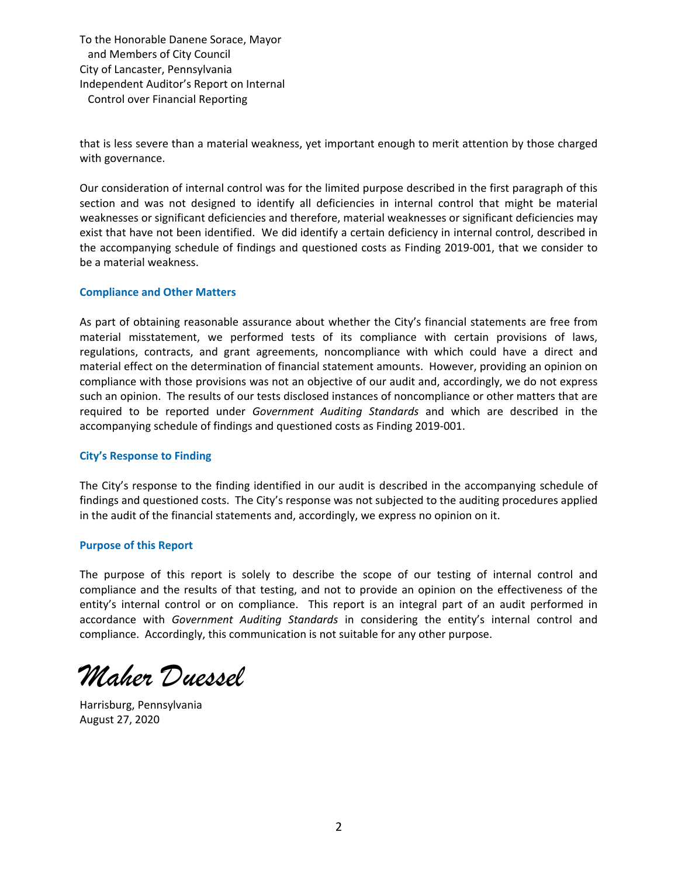To the Honorable Danene Sorace, Mayor
and Members of City Council
City of Lancaster, Pennsylvania
Independent Auditor's Report on Internal
Control over Financial Reporting

that is less severe than a material weakness, yet important enough to merit attention by those charged with governance.

Our consideration of internal control was for the limited purpose described in the first paragraph of this section and was not designed to identify all deficiencies in internal control that might be material weaknesses or significant deficiencies and therefore, material weaknesses or significant deficiencies may exist that have not been identified. We did identify a certain deficiency in internal control, described in the accompanying schedule of findings and questioned costs as Finding 2019-001, that we consider to be a material weakness.

### Compliance and Other Matters

As part of obtaining reasonable assurance about whether the City's financial statements are free from material misstatement, we performed tests of its compliance with certain provisions of laws, regulations, contracts, and grant agreements, noncompliance with which could have a direct and material effect on the determination of financial statement amounts. However, providing an opinion on compliance with those provisions was not an objective of our audit and, accordingly, we do not express such an opinion. The results of our tests disclosed instances of noncompliance or other matters that are required to be reported under *Government Auditing Standards* and which are described in the accompanying schedule of findings and questioned costs as Finding 2019-001.

### City's Response to Finding

The City's response to the finding identified in our audit is described in the accompanying schedule of findings and questioned costs. The City's response was not subjected to the auditing procedures applied in the audit of the financial statements and, accordingly, we express no opinion on it.

### Purpose of this Report

The purpose of this report is solely to describe the scope of our testing of internal control and compliance and the results of that testing, and not to provide an opinion on the effectiveness of the entity's internal control or on compliance. This report is an integral part of an audit performed in accordance with *Government Auditing Standards* in considering the entity's internal control and compliance. Accordingly, this communication is not suitable for any other purpose.

*Maher Duessel*

Harrisburg, Pennsylvania
August 27, 2020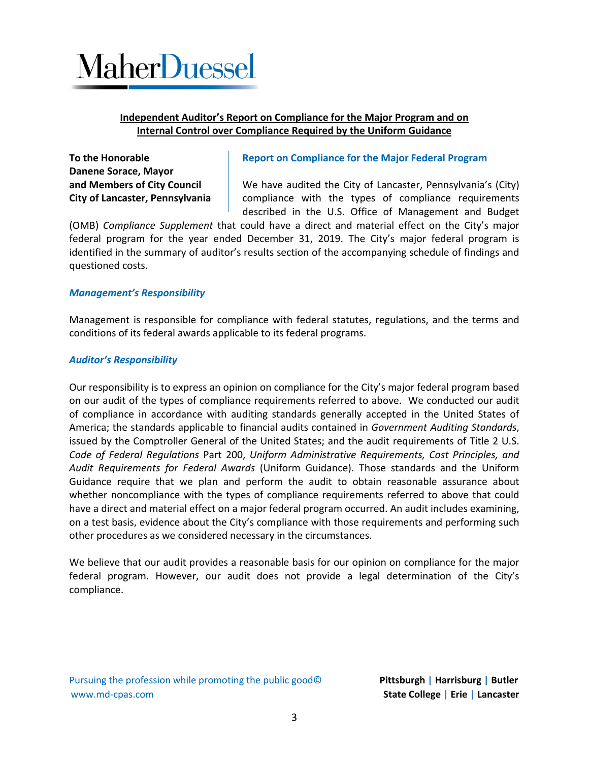MaherDuessel

**Independent Auditor's Report on Compliance for the Major Program and on Internal Control over Compliance Required by the Uniform Guidance**

**To the Honorable**
**Danene Sorace, Mayor**
**and Members of City Council**
**City of Lancaster, Pennsylvania**

## Report on Compliance for the Major Federal Program

We have audited the City of Lancaster, Pennsylvania's (City) compliance with the types of compliance requirements described in the U.S. Office of Management and Budget (OMB) *Compliance Supplement* that could have a direct and material effect on the City's major federal program for the year ended December 31, 2019. The City's major federal program is identified in the summary of auditor's results section of the accompanying schedule of findings and questioned costs.

### *Management's Responsibility*

Management is responsible for compliance with federal statutes, regulations, and the terms and conditions of its federal awards applicable to its federal programs.

### *Auditor's Responsibility*

Our responsibility is to express an opinion on compliance for the City's major federal program based on our audit of the types of compliance requirements referred to above. We conducted our audit of compliance in accordance with auditing standards generally accepted in the United States of America; the standards applicable to financial audits contained in *Government Auditing Standards*, issued by the Comptroller General of the United States; and the audit requirements of Title 2 U.S. *Code of Federal Regulations* Part 200, *Uniform Administrative Requirements, Cost Principles, and Audit Requirements for Federal Awards* (Uniform Guidance). Those standards and the Uniform Guidance require that we plan and perform the audit to obtain reasonable assurance about whether noncompliance with the types of compliance requirements referred to above that could have a direct and material effect on a major federal program occurred. An audit includes examining, on a test basis, evidence about the City's compliance with those requirements and performing such other procedures as we considered necessary in the circumstances.

We believe that our audit provides a reasonable basis for our opinion on compliance for the major federal program. However, our audit does not provide a legal determination of the City's compliance.

Pursuing the profession while promoting the public good©
www.md-cpas.com

**Pittsburgh | Harrisburg | Butler**
**State College | Erie | Lancaster**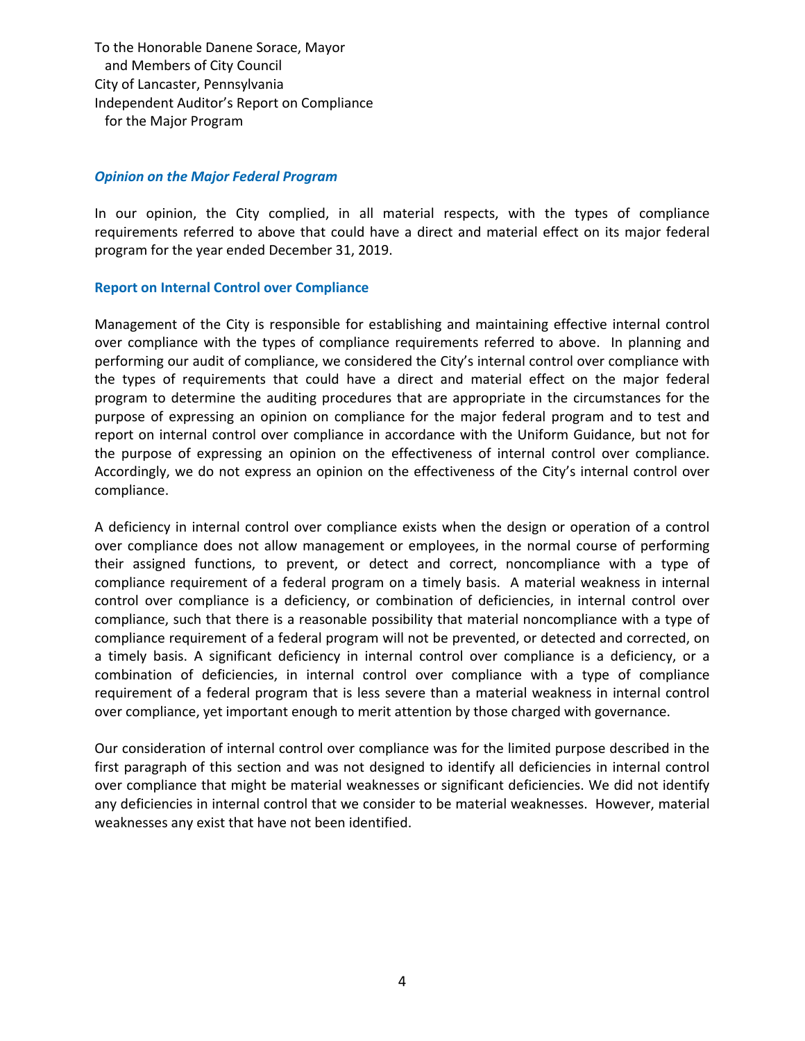To the Honorable Danene Sorace, Mayor
and Members of City Council
City of Lancaster, Pennsylvania
Independent Auditor's Report on Compliance
for the Major Program

### *Opinion on the Major Federal Program*

In our opinion, the City complied, in all material respects, with the types of compliance requirements referred to above that could have a direct and material effect on its major federal program for the year ended December 31, 2019.

### **Report on Internal Control over Compliance**

Management of the City is responsible for establishing and maintaining effective internal control over compliance with the types of compliance requirements referred to above. In planning and performing our audit of compliance, we considered the City's internal control over compliance with the types of requirements that could have a direct and material effect on the major federal program to determine the auditing procedures that are appropriate in the circumstances for the purpose of expressing an opinion on compliance for the major federal program and to test and report on internal control over compliance in accordance with the Uniform Guidance, but not for the purpose of expressing an opinion on the effectiveness of internal control over compliance. Accordingly, we do not express an opinion on the effectiveness of the City's internal control over compliance.

A deficiency in internal control over compliance exists when the design or operation of a control over compliance does not allow management or employees, in the normal course of performing their assigned functions, to prevent, or detect and correct, noncompliance with a type of compliance requirement of a federal program on a timely basis. A material weakness in internal control over compliance is a deficiency, or combination of deficiencies, in internal control over compliance, such that there is a reasonable possibility that material noncompliance with a type of compliance requirement of a federal program will not be prevented, or detected and corrected, on a timely basis. A significant deficiency in internal control over compliance is a deficiency, or a combination of deficiencies, in internal control over compliance with a type of compliance requirement of a federal program that is less severe than a material weakness in internal control over compliance, yet important enough to merit attention by those charged with governance.

Our consideration of internal control over compliance was for the limited purpose described in the first paragraph of this section and was not designed to identify all deficiencies in internal control over compliance that might be material weaknesses or significant deficiencies. We did not identify any deficiencies in internal control that we consider to be material weaknesses. However, material weaknesses any exist that have not been identified.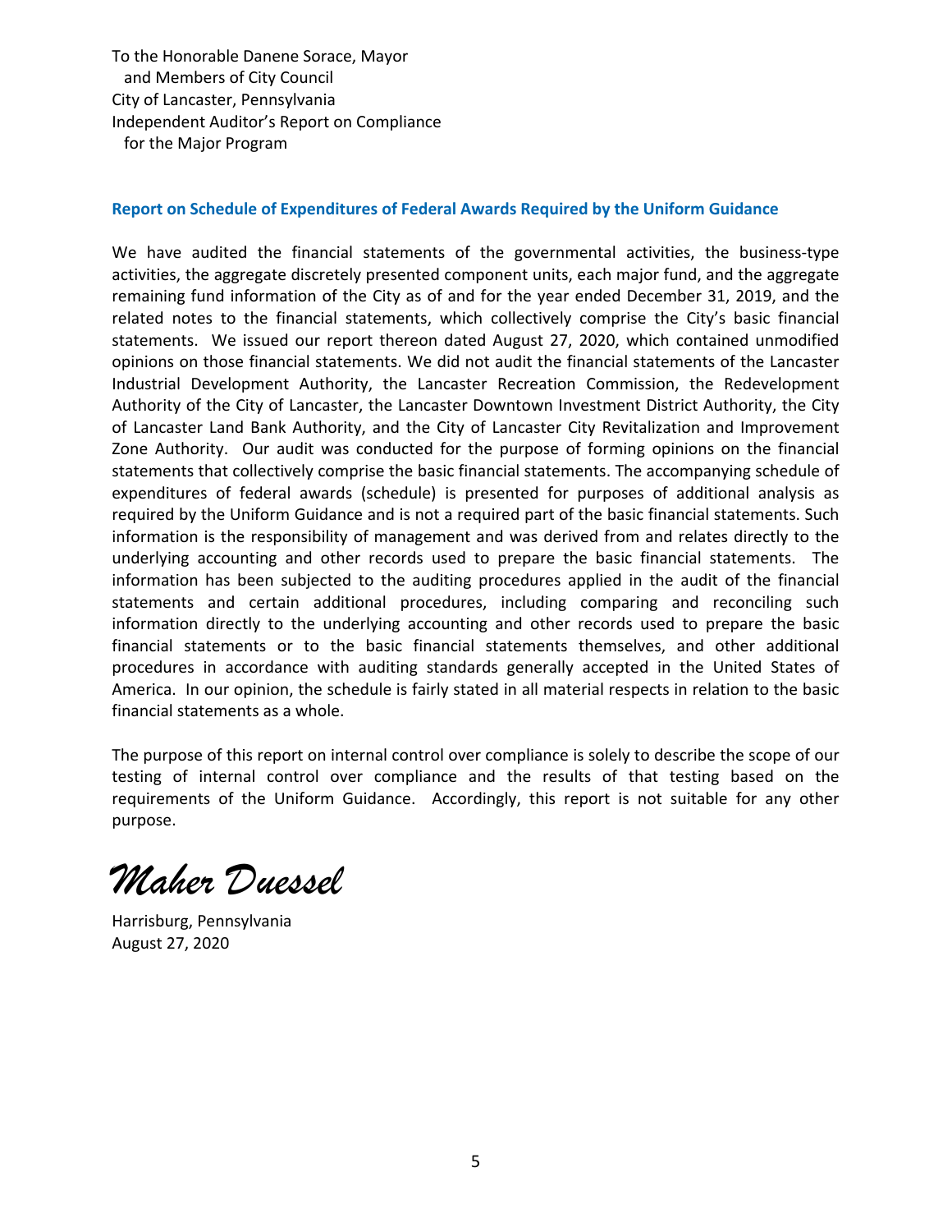To the Honorable Danene Sorace, Mayor
  and Members of City Council
City of Lancaster, Pennsylvania
Independent Auditor's Report on Compliance
  for the Major Program

### Report on Schedule of Expenditures of Federal Awards Required by the Uniform Guidance

We have audited the financial statements of the governmental activities, the business-type activities, the aggregate discretely presented component units, each major fund, and the aggregate remaining fund information of the City as of and for the year ended December 31, 2019, and the related notes to the financial statements, which collectively comprise the City's basic financial statements. We issued our report thereon dated August 27, 2020, which contained unmodified opinions on those financial statements. We did not audit the financial statements of the Lancaster Industrial Development Authority, the Lancaster Recreation Commission, the Redevelopment Authority of the City of Lancaster, the Lancaster Downtown Investment District Authority, the City of Lancaster Land Bank Authority, and the City of Lancaster City Revitalization and Improvement Zone Authority. Our audit was conducted for the purpose of forming opinions on the financial statements that collectively comprise the basic financial statements. The accompanying schedule of expenditures of federal awards (schedule) is presented for purposes of additional analysis as required by the Uniform Guidance and is not a required part of the basic financial statements. Such information is the responsibility of management and was derived from and relates directly to the underlying accounting and other records used to prepare the basic financial statements. The information has been subjected to the auditing procedures applied in the audit of the financial statements and certain additional procedures, including comparing and reconciling such information directly to the underlying accounting and other records used to prepare the basic financial statements or to the basic financial statements themselves, and other additional procedures in accordance with auditing standards generally accepted in the United States of America. In our opinion, the schedule is fairly stated in all material respects in relation to the basic financial statements as a whole.

The purpose of this report on internal control over compliance is solely to describe the scope of our testing of internal control over compliance and the results of that testing based on the requirements of the Uniform Guidance. Accordingly, this report is not suitable for any other purpose.

*Maher Duessel*

Harrisburg, Pennsylvania
August 27, 2020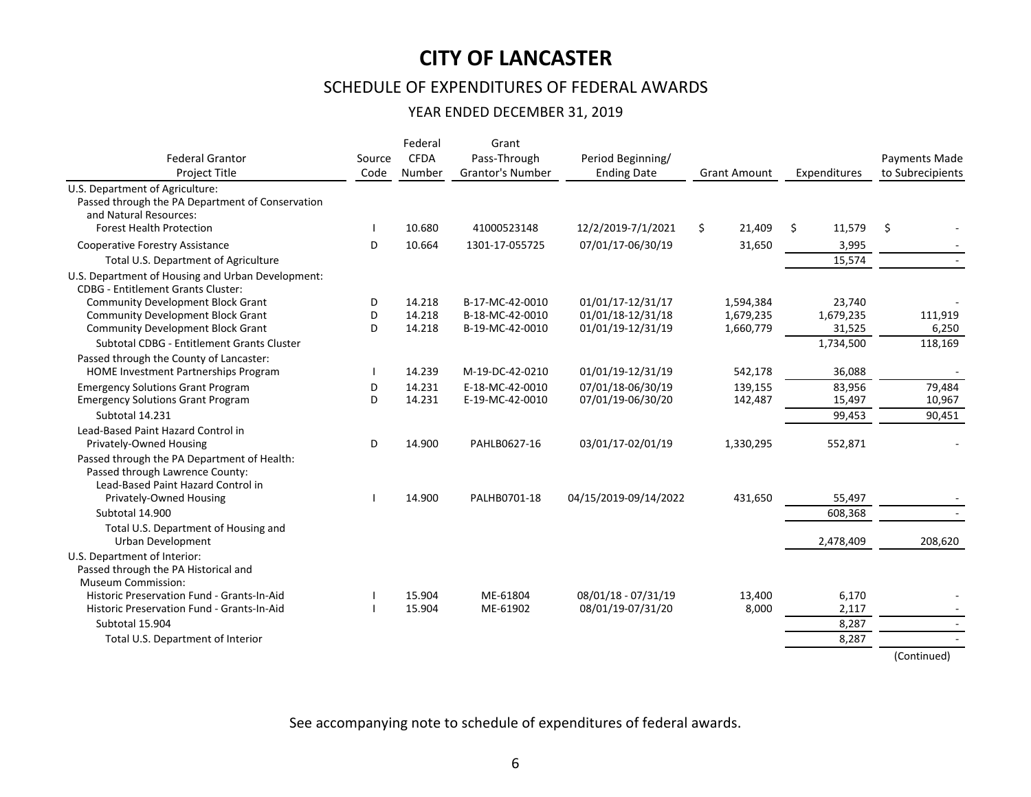# CITY OF LANCASTER

## SCHEDULE OF EXPENDITURES OF FEDERAL AWARDS

### YEAR ENDED DECEMBER 31, 2019

| Federal Grantor Project Title | Source Code | Federal CFDA Number | Grant Pass-Through Grantor's Number | Period Beginning/ Ending Date | Grant Amount | Expenditures | Payments Made to Subrecipients |
|---|---|---|---|---|---|---|---|
| U.S. Department of Agriculture: | | | | | | | |
| Passed through the PA Department of Conservation and Natural Resources: | | | | | | | |
| Forest Health Protection | I | 10.680 | 41000523148 | 12/2/2019-7/1/2021 | $ 21,409 | $ 11,579 | $ - |
| Cooperative Forestry Assistance | D | 10.664 | 1301-17-055725 | 07/01/17-06/30/19 | 31,650 | 3,995 | - |
| Total U.S. Department of Agriculture | | | | | | 15,574 | - |
| U.S. Department of Housing and Urban Development: | | | | | | | |
| CDBG - Entitlement Grants Cluster: | | | | | | | |
| Community Development Block Grant | D | 14.218 | B-17-MC-42-0010 | 01/01/17-12/31/17 | 1,594,384 | 23,740 | - |
| Community Development Block Grant | D | 14.218 | B-18-MC-42-0010 | 01/01/18-12/31/18 | 1,679,235 | 1,679,235 | 111,919 |
| Community Development Block Grant | D | 14.218 | B-19-MC-42-0010 | 01/01/19-12/31/19 | 1,660,779 | 31,525 | 6,250 |
| Subtotal CDBG - Entitlement Grants Cluster | | | | | | 1,734,500 | 118,169 |
| Passed through the County of Lancaster: | | | | | | | |
| HOME Investment Partnerships Program | I | 14.239 | M-19-DC-42-0210 | 01/01/19-12/31/19 | 542,178 | 36,088 | - |
| Emergency Solutions Grant Program | D | 14.231 | E-18-MC-42-0010 | 07/01/18-06/30/19 | 139,155 | 83,956 | 79,484 |
| Emergency Solutions Grant Program | D | 14.231 | E-19-MC-42-0010 | 07/01/19-06/30/20 | 142,487 | 15,497 | 10,967 |
| Subtotal 14.231 | | | | | | 99,453 | 90,451 |
| Lead-Based Paint Hazard Control in Privately-Owned Housing | D | 14.900 | PAHLB0627-16 | 03/01/17-02/01/19 | 1,330,295 | 552,871 | - |
| Passed through the PA Department of Health: | | | | | | | |
| Passed through Lawrence County: | | | | | | | |
| Lead-Based Paint Hazard Control in Privately-Owned Housing | I | 14.900 | PALHB0701-18 | 04/15/2019-09/14/2022 | 431,650 | 55,497 | - |
| Subtotal 14.900 | | | | | | 608,368 | - |
| Total U.S. Department of Housing and Urban Development | | | | | | 2,478,409 | 208,620 |
| U.S. Department of Interior: | | | | | | | |
| Passed through the PA Historical and Museum Commission: | | | | | | | |
| Historic Preservation Fund - Grants-In-Aid | I | 15.904 | ME-61804 | 08/01/18 - 07/31/19 | 13,400 | 6,170 | - |
| Historic Preservation Fund - Grants-In-Aid | I | 15.904 | ME-61902 | 08/01/19-07/31/20 | 8,000 | 2,117 | - |
| Subtotal 15.904 | | | | | | 8,287 | - |
| Total U.S. Department of Interior | | | | | | 8,287 | - |

(Continued)

See accompanying note to schedule of expenditures of federal awards.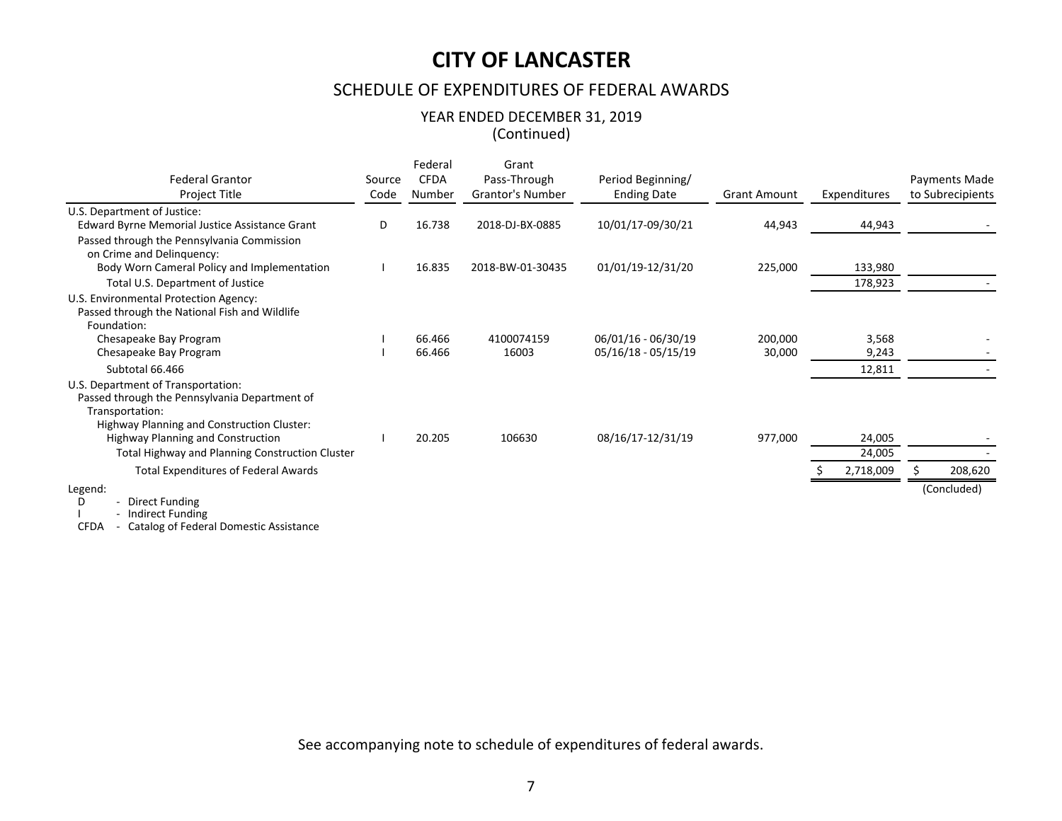# CITY OF LANCASTER

## SCHEDULE OF EXPENDITURES OF FEDERAL AWARDS

### YEAR ENDED DECEMBER 31, 2019
### (Continued)

| Federal Grantor Project Title | Source Code | Federal CFDA Number | Grant Pass-Through Grantor's Number | Period Beginning/ Ending Date | Grant Amount | Expenditures | Payments Made to Subrecipients |
|---|---|---|---|---|---|---|---|
| U.S. Department of Justice: | | | | | | | |
| Edward Byrne Memorial Justice Assistance Grant | D | 16.738 | 2018-DJ-BX-0885 | 10/01/17-09/30/21 | 44,943 | 44,943 | - |
| Passed through the Pennsylvania Commission on Crime and Delinquency: | | | | | | | |
| Body Worn Cameral Policy and Implementation | I | 16.835 | 2018-BW-01-30435 | 01/01/19-12/31/20 | 225,000 | 133,980 | |
| Total U.S. Department of Justice | | | | | | 178,923 | - |
| U.S. Environmental Protection Agency: | | | | | | | |
| Passed through the National Fish and Wildlife Foundation: | | | | | | | |
| Chesapeake Bay Program | I | 66.466 | 4100074159 | 06/01/16 - 06/30/19 | 200,000 | 3,568 | - |
| Chesapeake Bay Program | I | 66.466 | 16003 | 05/16/18 - 05/15/19 | 30,000 | 9,243 | - |
| Subtotal 66.466 | | | | | | 12,811 | - |
| U.S. Department of Transportation: | | | | | | | |
| Passed through the Pennsylvania Department of Transportation: | | | | | | | |
| Highway Planning and Construction Cluster: | | | | | | | |
| Highway Planning and Construction | I | 20.205 | 106630 | 08/16/17-12/31/19 | 977,000 | 24,005 | - |
| Total Highway and Planning Construction Cluster | | | | | | 24,005 | - |
| Total Expenditures of Federal Awards | | | | | | $ 2,718,009 | $ 208,620 |

(Concluded)

Legend:
- D - Direct Funding
- I - Indirect Funding
- CFDA - Catalog of Federal Domestic Assistance

See accompanying note to schedule of expenditures of federal awards.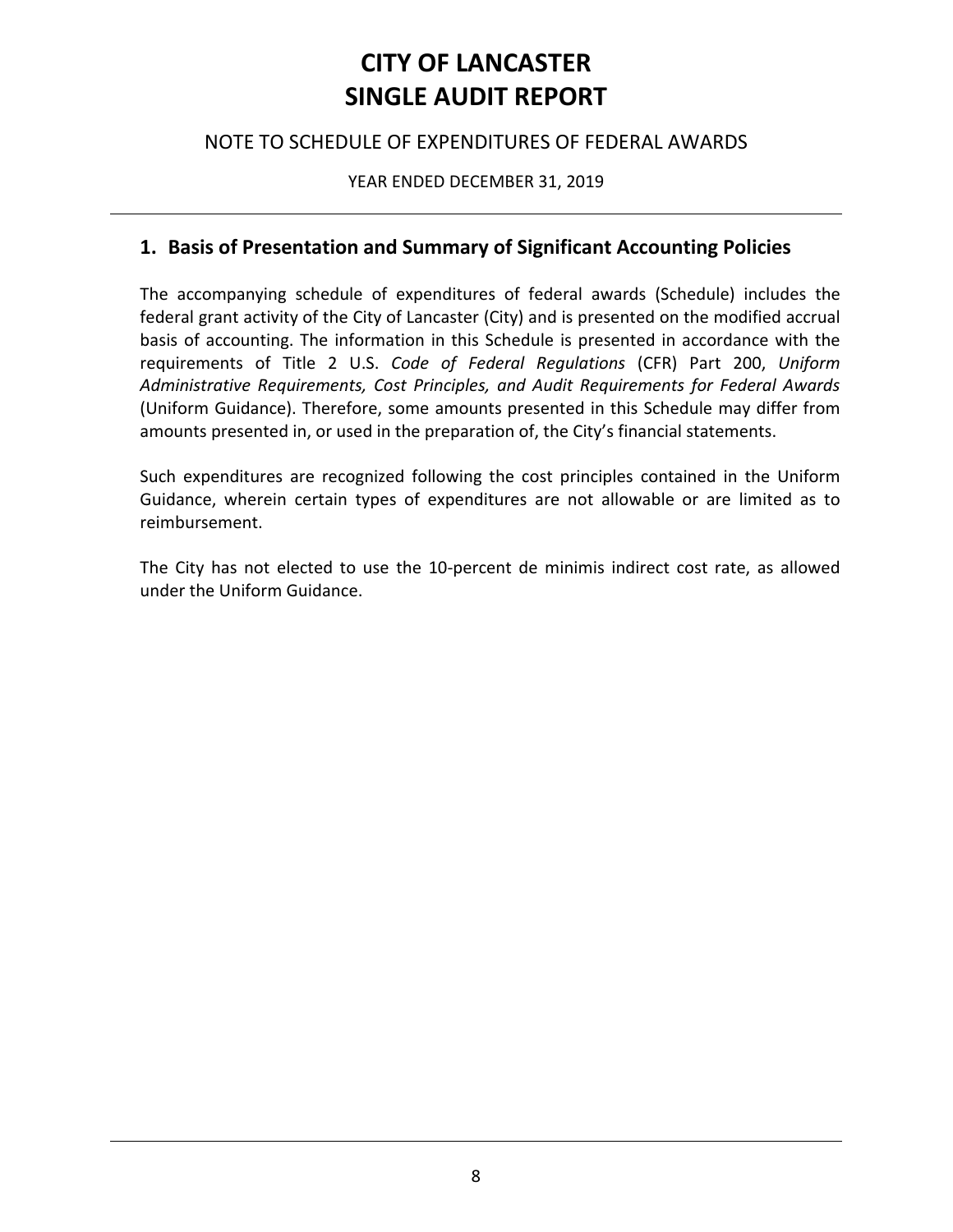# CITY OF LANCASTER
# SINGLE AUDIT REPORT

## NOTE TO SCHEDULE OF EXPENDITURES OF FEDERAL AWARDS

YEAR ENDED DECEMBER 31, 2019

### 1. Basis of Presentation and Summary of Significant Accounting Policies

The accompanying schedule of expenditures of federal awards (Schedule) includes the federal grant activity of the City of Lancaster (City) and is presented on the modified accrual basis of accounting. The information in this Schedule is presented in accordance with the requirements of Title 2 U.S. *Code of Federal Regulations* (CFR) Part 200, *Uniform Administrative Requirements, Cost Principles, and Audit Requirements for Federal Awards* (Uniform Guidance). Therefore, some amounts presented in this Schedule may differ from amounts presented in, or used in the preparation of, the City's financial statements.

Such expenditures are recognized following the cost principles contained in the Uniform Guidance, wherein certain types of expenditures are not allowable or are limited as to reimbursement.

The City has not elected to use the 10-percent de minimis indirect cost rate, as allowed under the Uniform Guidance.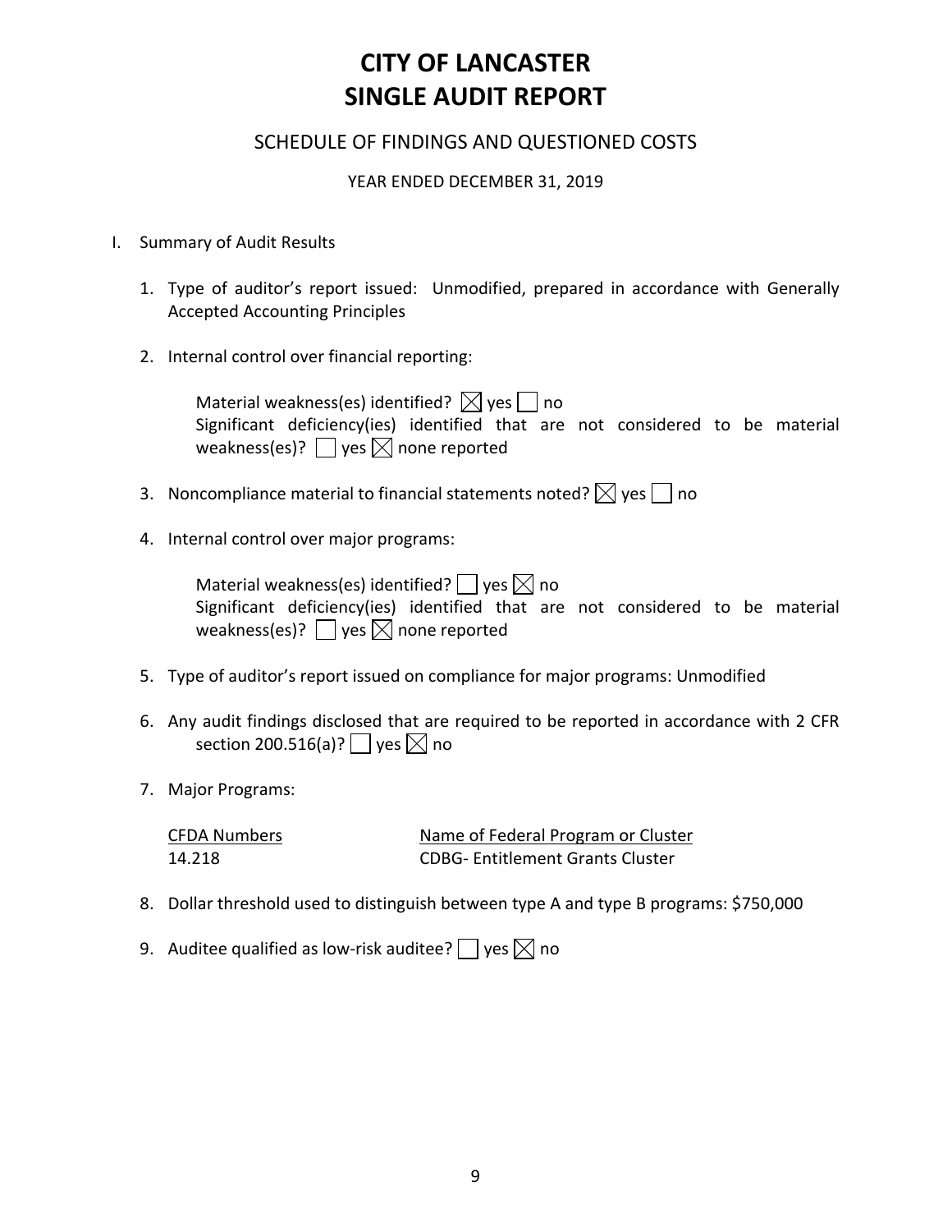# CITY OF LANCASTER
# SINGLE AUDIT REPORT

## SCHEDULE OF FINDINGS AND QUESTIONED COSTS

YEAR ENDED DECEMBER 31, 2019

I. Summary of Audit Results

1. Type of auditor's report issued: Unmodified, prepared in accordance with Generally Accepted Accounting Principles

2. Internal control over financial reporting:

   Material weakness(es) identified? ☒ yes ☐ no
   Significant deficiency(ies) identified that are not considered to be material weakness(es)? ☐ yes ☒ none reported

3. Noncompliance material to financial statements noted? ☒ yes ☐ no

4. Internal control over major programs:

   Material weakness(es) identified? ☐ yes ☒ no
   Significant deficiency(ies) identified that are not considered to be material weakness(es)? ☐ yes ☒ none reported

5. Type of auditor's report issued on compliance for major programs: Unmodified

6. Any audit findings disclosed that are required to be reported in accordance with 2 CFR section 200.516(a)? ☐ yes ☒ no

7. Major Programs:

   | CFDA Numbers | Name of Federal Program or Cluster |
   |---|---|
   | 14.218 | CDBG- Entitlement Grants Cluster |

8. Dollar threshold used to distinguish between type A and type B programs: $750,000

9. Auditee qualified as low-risk auditee? ☐ yes ☒ no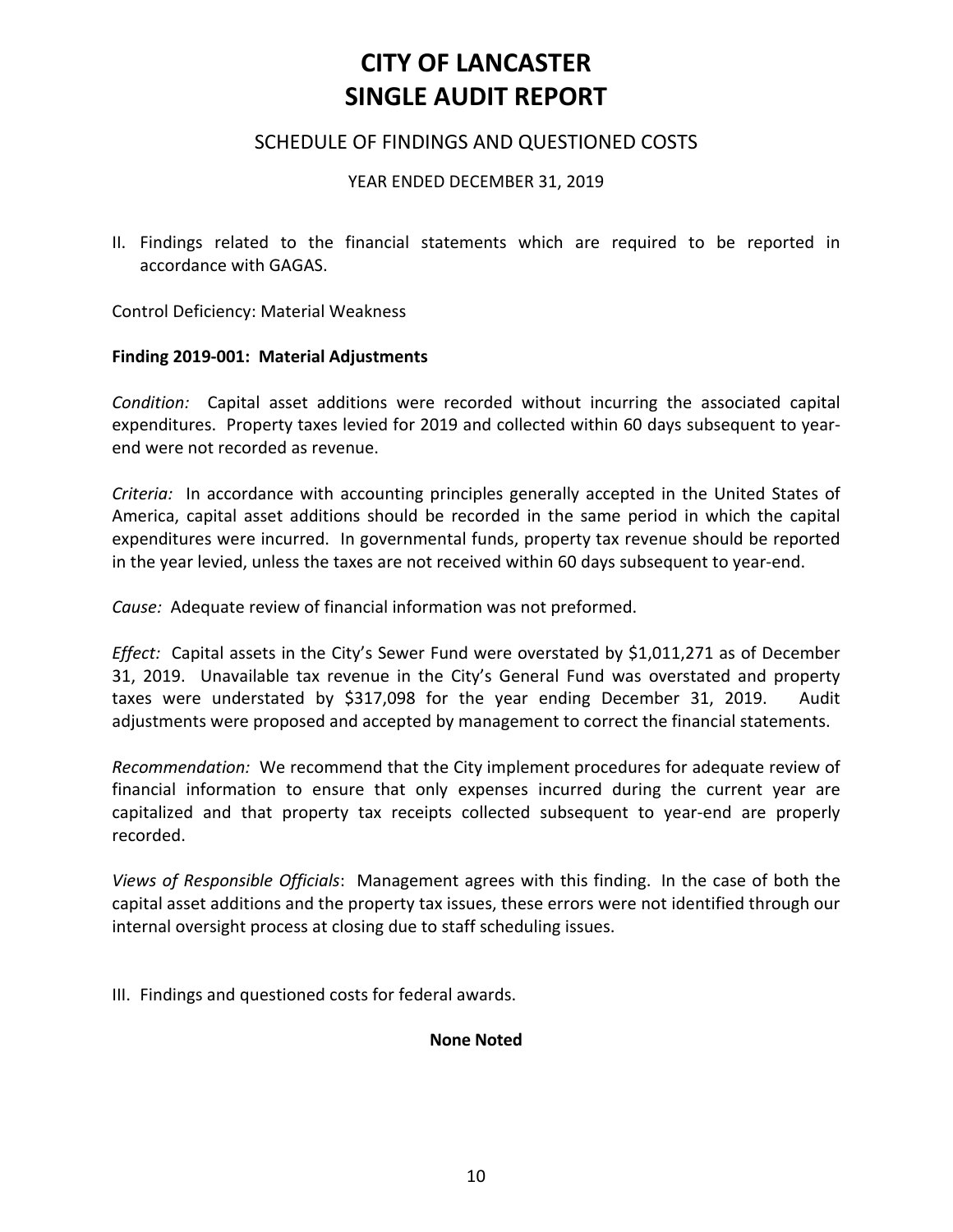# CITY OF LANCASTER
# SINGLE AUDIT REPORT

## SCHEDULE OF FINDINGS AND QUESTIONED COSTS

YEAR ENDED DECEMBER 31, 2019

II. Findings related to the financial statements which are required to be reported in accordance with GAGAS.

Control Deficiency: Material Weakness

**Finding 2019-001: Material Adjustments**

*Condition:* Capital asset additions were recorded without incurring the associated capital expenditures. Property taxes levied for 2019 and collected within 60 days subsequent to year-end were not recorded as revenue.

*Criteria:* In accordance with accounting principles generally accepted in the United States of America, capital asset additions should be recorded in the same period in which the capital expenditures were incurred. In governmental funds, property tax revenue should be reported in the year levied, unless the taxes are not received within 60 days subsequent to year-end.

*Cause:* Adequate review of financial information was not preformed.

*Effect:* Capital assets in the City's Sewer Fund were overstated by $1,011,271 as of December 31, 2019. Unavailable tax revenue in the City's General Fund was overstated and property taxes were understated by $317,098 for the year ending December 31, 2019. Audit adjustments were proposed and accepted by management to correct the financial statements.

*Recommendation:* We recommend that the City implement procedures for adequate review of financial information to ensure that only expenses incurred during the current year are capitalized and that property tax receipts collected subsequent to year-end are properly recorded.

*Views of Responsible Officials*: Management agrees with this finding. In the case of both the capital asset additions and the property tax issues, these errors were not identified through our internal oversight process at closing due to staff scheduling issues.

III. Findings and questioned costs for federal awards.

**None Noted**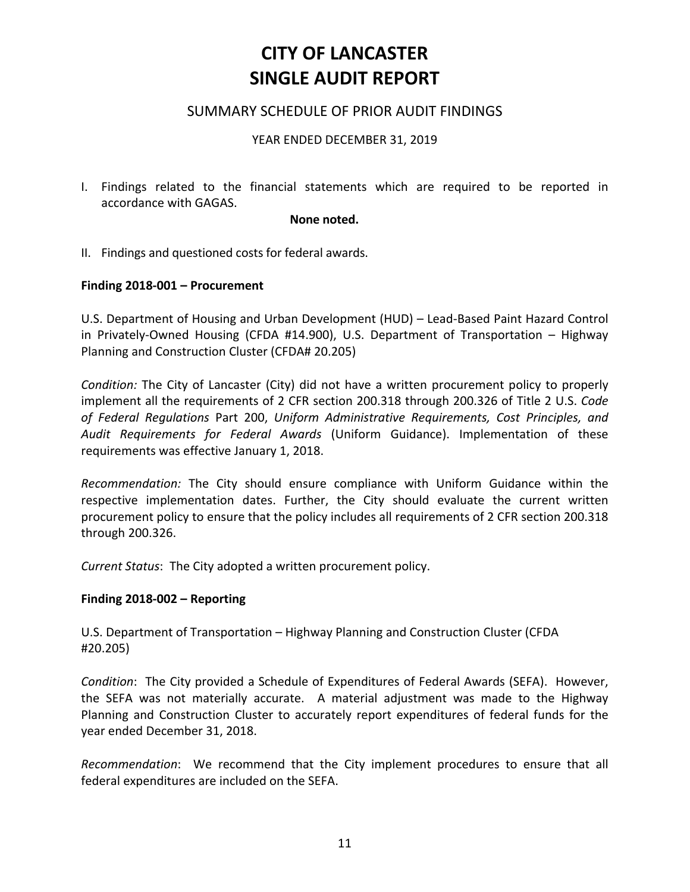# CITY OF LANCASTER
# SINGLE AUDIT REPORT

## SUMMARY SCHEDULE OF PRIOR AUDIT FINDINGS

YEAR ENDED DECEMBER 31, 2019

I. Findings related to the financial statements which are required to be reported in accordance with GAGAS.

**None noted.**

II. Findings and questioned costs for federal awards.

**Finding 2018-001 – Procurement**

U.S. Department of Housing and Urban Development (HUD) – Lead-Based Paint Hazard Control in Privately-Owned Housing (CFDA #14.900), U.S. Department of Transportation – Highway Planning and Construction Cluster (CFDA# 20.205)

*Condition:* The City of Lancaster (City) did not have a written procurement policy to properly implement all the requirements of 2 CFR section 200.318 through 200.326 of Title 2 U.S. *Code of Federal Regulations* Part 200, *Uniform Administrative Requirements, Cost Principles, and Audit Requirements for Federal Awards* (Uniform Guidance). Implementation of these requirements was effective January 1, 2018.

*Recommendation:* The City should ensure compliance with Uniform Guidance within the respective implementation dates. Further, the City should evaluate the current written procurement policy to ensure that the policy includes all requirements of 2 CFR section 200.318 through 200.326.

*Current Status*: The City adopted a written procurement policy.

**Finding 2018-002 – Reporting**

U.S. Department of Transportation – Highway Planning and Construction Cluster (CFDA #20.205)

*Condition*: The City provided a Schedule of Expenditures of Federal Awards (SEFA). However, the SEFA was not materially accurate. A material adjustment was made to the Highway Planning and Construction Cluster to accurately report expenditures of federal funds for the year ended December 31, 2018.

*Recommendation*: We recommend that the City implement procedures to ensure that all federal expenditures are included on the SEFA.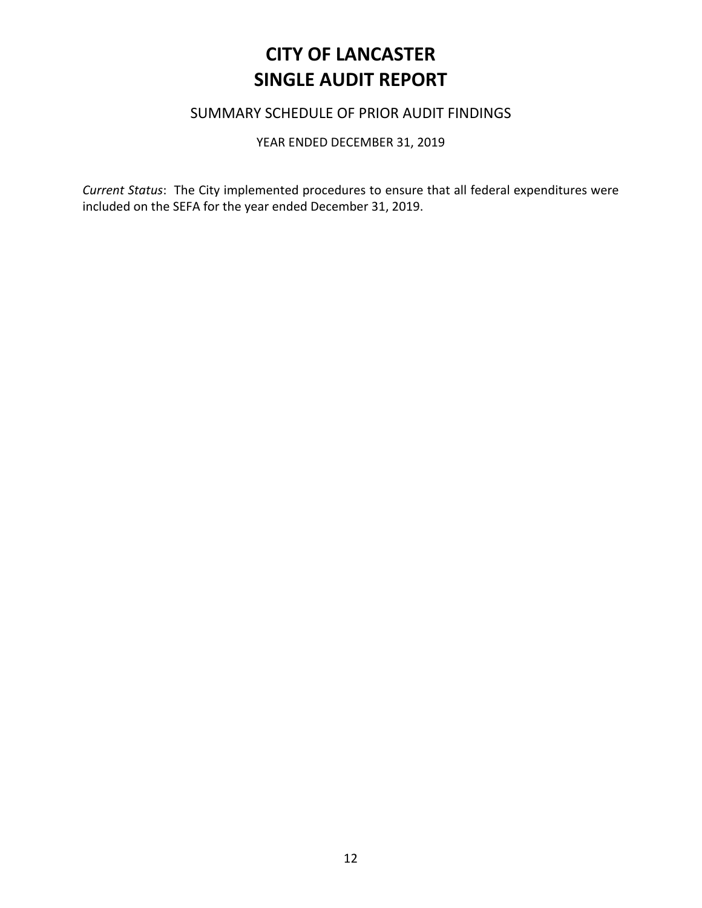# CITY OF LANCASTER
# SINGLE AUDIT REPORT

## SUMMARY SCHEDULE OF PRIOR AUDIT FINDINGS

### YEAR ENDED DECEMBER 31, 2019

*Current Status*: The City implemented procedures to ensure that all federal expenditures were included on the SEFA for the year ended December 31, 2019.